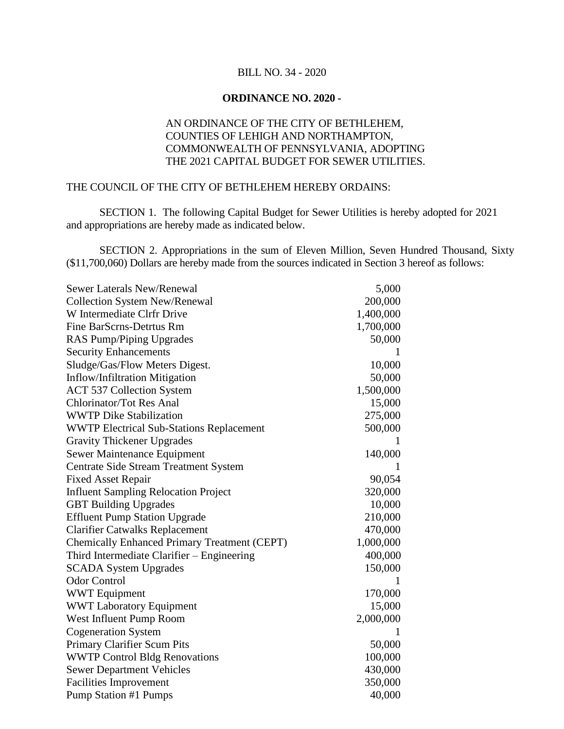BILL NO. 34 - 2020

**ORDINANCE NO. 2020 -**

AN ORDINANCE OF THE CITY OF BETHLEHEM, COUNTIES OF LEHIGH AND NORTHAMPTON, COMMONWEALTH OF PENNSYLVANIA, ADOPTING THE 2021 CAPITAL BUDGET FOR SEWER UTILITIES.

THE COUNCIL OF THE CITY OF BETHLEHEM HEREBY ORDAINS:

SECTION 1. The following Capital Budget for Sewer Utilities is hereby adopted for 2021 and appropriations are hereby made as indicated below.

SECTION 2. Appropriations in the sum of Eleven Million, Seven Hundred Thousand, Sixty ($11,700,060) Dollars are hereby made from the sources indicated in Section 3 hereof as follows:

| | |
|---|---:|
| Sewer Laterals New/Renewal | 5,000 |
| Collection System New/Renewal | 200,000 |
| W Intermediate Clrfr Drive | 1,400,000 |
| Fine BarScrns-Detrtus Rm | 1,700,000 |
| RAS Pump/Piping Upgrades | 50,000 |
| Security Enhancements | 1 |
| Sludge/Gas/Flow Meters Digest. | 10,000 |
| Inflow/Infiltration Mitigation | 50,000 |
| ACT 537 Collection System | 1,500,000 |
| Chlorinator/Tot Res Anal | 15,000 |
| WWTP Dike Stabilization | 275,000 |
| WWTP Electrical Sub-Stations Replacement | 500,000 |
| Gravity Thickener Upgrades | 1 |
| Sewer Maintenance Equipment | 140,000 |
| Centrate Side Stream Treatment System | 1 |
| Fixed Asset Repair | 90,054 |
| Influent Sampling Relocation Project | 320,000 |
| GBT Building Upgrades | 10,000 |
| Effluent Pump Station Upgrade | 210,000 |
| Clarifier Catwalks Replacement | 470,000 |
| Chemically Enhanced Primary Treatment (CEPT) | 1,000,000 |
| Third Intermediate Clarifier – Engineering | 400,000 |
| SCADA System Upgrades | 150,000 |
| Odor Control | 1 |
| WWT Equipment | 170,000 |
| WWT Laboratory Equipment | 15,000 |
| West Influent Pump Room | 2,000,000 |
| Cogeneration System | 1 |
| Primary Clarifier Scum Pits | 50,000 |
| WWTP Control Bldg Renovations | 100,000 |
| Sewer Department Vehicles | 430,000 |
| Facilities Improvement | 350,000 |
| Pump Station #1 Pumps | 40,000 |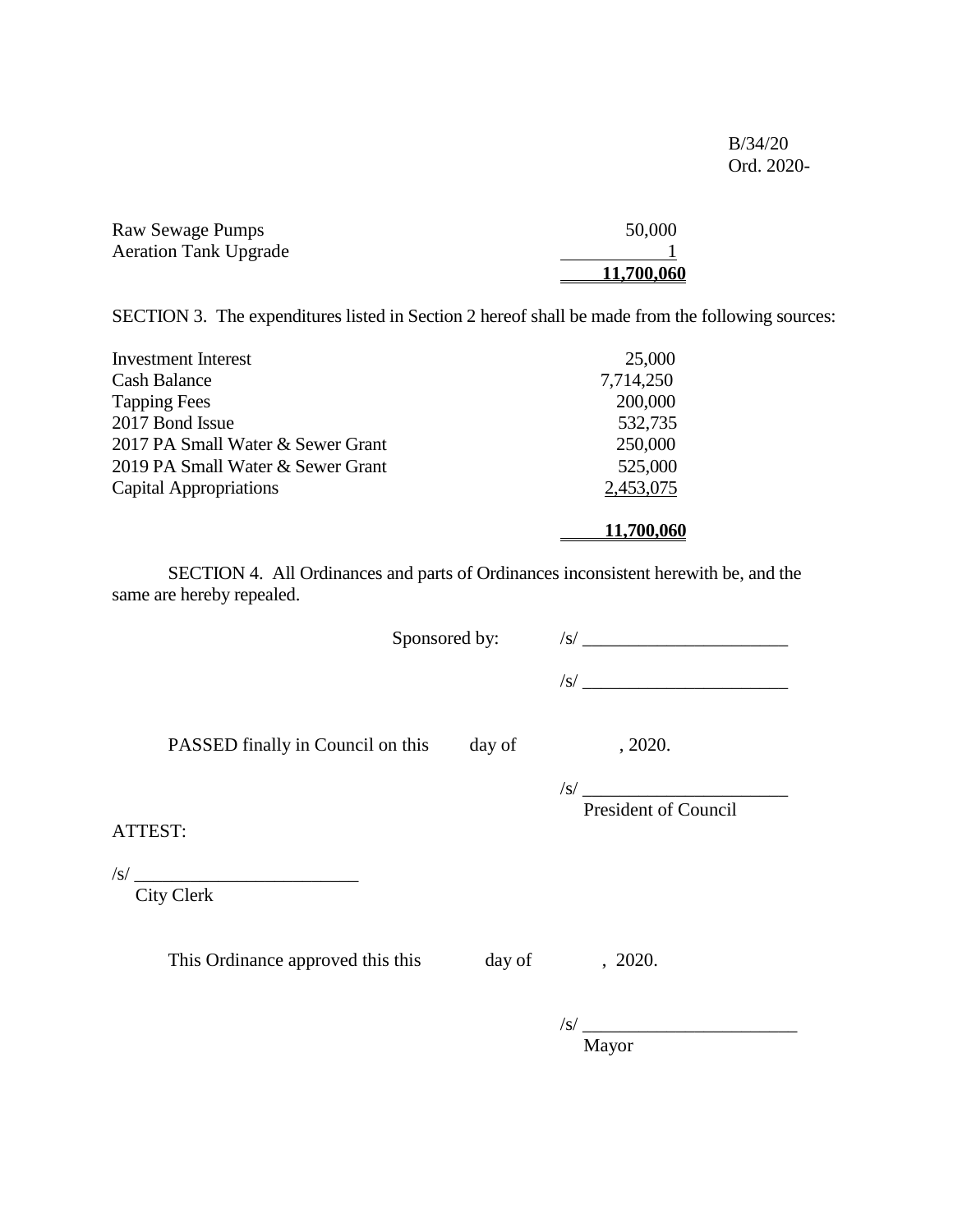B/34/20
Ord. 2020-

| | |
|---|---|
| Raw Sewage Pumps | 50,000 |
| Aeration Tank Upgrade | 1 |
| | **11,700,060** |

SECTION 3. The expenditures listed in Section 2 hereof shall be made from the following sources:

| | |
|---|---|
| Investment Interest | 25,000 |
| Cash Balance | 7,714,250 |
| Tapping Fees | 200,000 |
| 2017 Bond Issue | 532,735 |
| 2017 PA Small Water & Sewer Grant | 250,000 |
| 2019 PA Small Water & Sewer Grant | 525,000 |
| Capital Appropriations | 2,453,075 |
| | **11,700,060** |

SECTION 4. All Ordinances and parts of Ordinances inconsistent herewith be, and the same are hereby repealed.

Sponsored by: /s/ ______________________

/s/ ______________________

PASSED finally in Council on this day of , 2020.

/s/ ______________________
President of Council

ATTEST:

/s/ ________________________
City Clerk

This Ordinance approved this this day of , 2020.

/s/ ______________________
Mayor